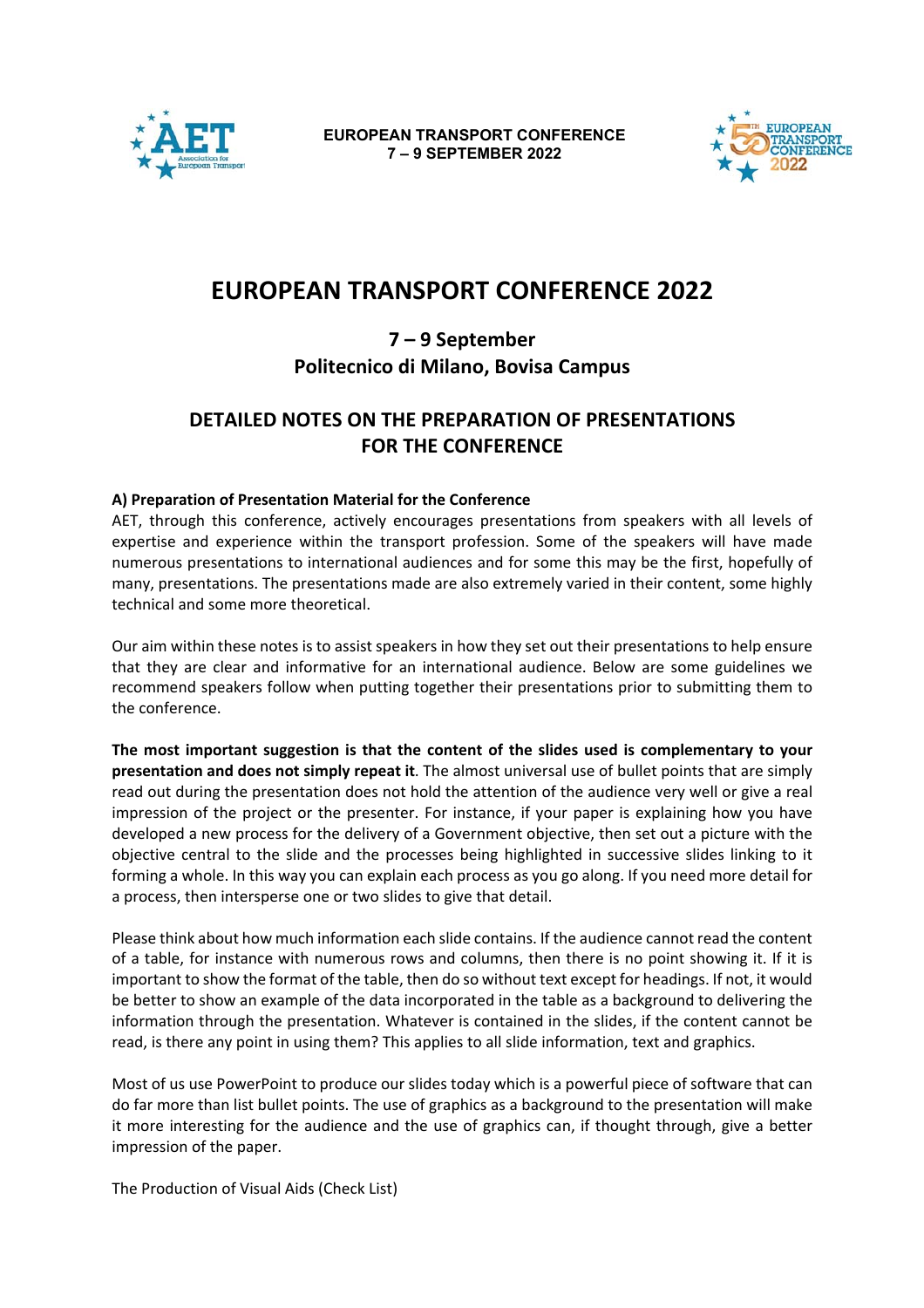EUROPEAN TRANSPORT CONFERENCE
7 – 9 SEPTEMBER 2022

# EUROPEAN TRANSPORT CONFERENCE 2022

## 7 – 9 September
## Politecnico di Milano, Bovisa Campus

## DETAILED NOTES ON THE PREPARATION OF PRESENTATIONS FOR THE CONFERENCE

**A) Preparation of Presentation Material for the Conference**

AET, through this conference, actively encourages presentations from speakers with all levels of expertise and experience within the transport profession. Some of the speakers will have made numerous presentations to international audiences and for some this may be the first, hopefully of many, presentations. The presentations made are also extremely varied in their content, some highly technical and some more theoretical.

Our aim within these notes is to assist speakers in how they set out their presentations to help ensure that they are clear and informative for an international audience. Below are some guidelines we recommend speakers follow when putting together their presentations prior to submitting them to the conference.

**The most important suggestion is that the content of the slides used is complementary to your presentation and does not simply repeat it**. The almost universal use of bullet points that are simply read out during the presentation does not hold the attention of the audience very well or give a real impression of the project or the presenter. For instance, if your paper is explaining how you have developed a new process for the delivery of a Government objective, then set out a picture with the objective central to the slide and the processes being highlighted in successive slides linking to it forming a whole. In this way you can explain each process as you go along. If you need more detail for a process, then intersperse one or two slides to give that detail.

Please think about how much information each slide contains. If the audience cannot read the content of a table, for instance with numerous rows and columns, then there is no point showing it. If it is important to show the format of the table, then do so without text except for headings. If not, it would be better to show an example of the data incorporated in the table as a background to delivering the information through the presentation. Whatever is contained in the slides, if the content cannot be read, is there any point in using them? This applies to all slide information, text and graphics.

Most of us use PowerPoint to produce our slides today which is a powerful piece of software that can do far more than list bullet points. The use of graphics as a background to the presentation will make it more interesting for the audience and the use of graphics can, if thought through, give a better impression of the paper.

The Production of Visual Aids (Check List)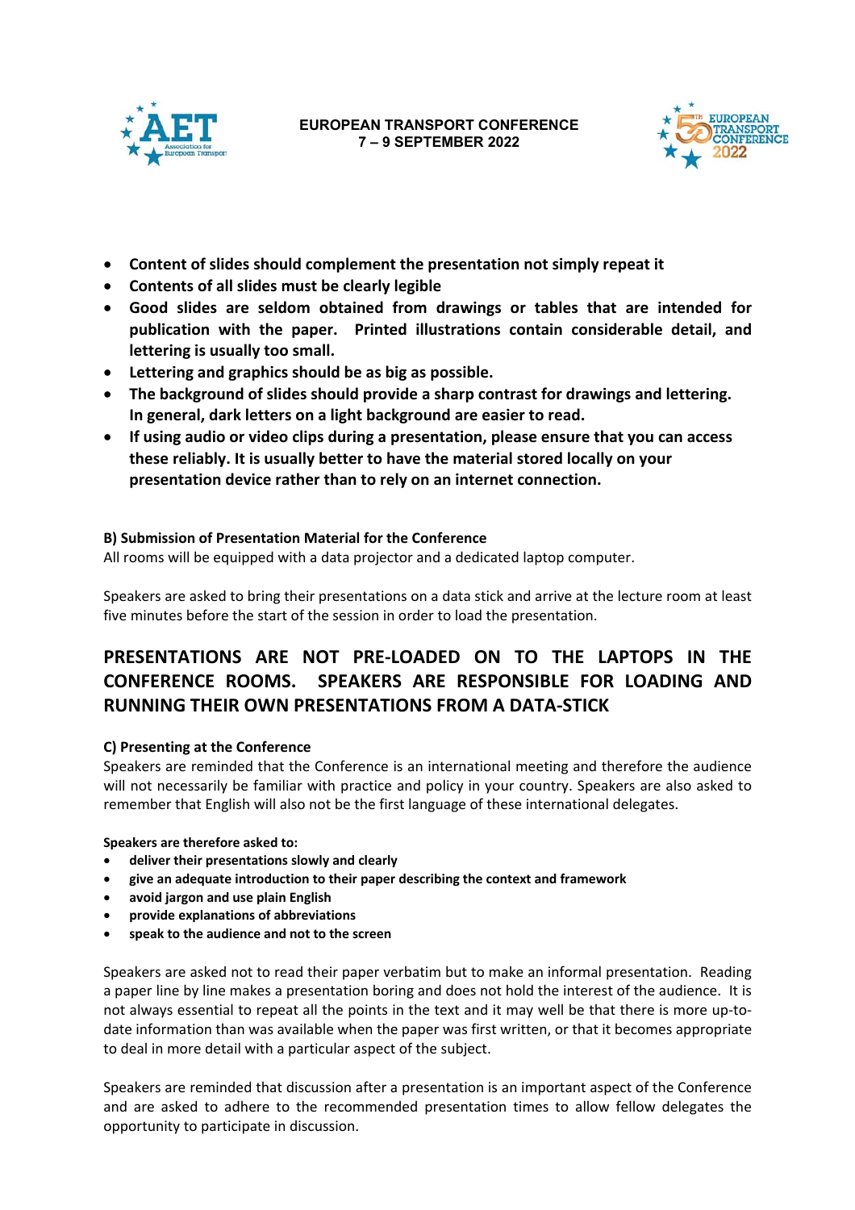- **Content of slides should complement the presentation not simply repeat it**
- **Contents of all slides must be clearly legible**
- **Good slides are seldom obtained from drawings or tables that are intended for publication with the paper. Printed illustrations contain considerable detail, and lettering is usually too small.**
- **Lettering and graphics should be as big as possible.**
- **The background of slides should provide a sharp contrast for drawings and lettering. In general, dark letters on a light background are easier to read.**
- **If using audio or video clips during a presentation, please ensure that you can access these reliably. It is usually better to have the material stored locally on your presentation device rather than to rely on an internet connection.**

**B) Submission of Presentation Material for the Conference**

All rooms will be equipped with a data projector and a dedicated laptop computer.

Speakers are asked to bring their presentations on a data stick and arrive at the lecture room at least five minutes before the start of the session in order to load the presentation.

## PRESENTATIONS ARE NOT PRE-LOADED ON TO THE LAPTOPS IN THE CONFERENCE ROOMS. SPEAKERS ARE RESPONSIBLE FOR LOADING AND RUNNING THEIR OWN PRESENTATIONS FROM A DATA-STICK

**C) Presenting at the Conference**

Speakers are reminded that the Conference is an international meeting and therefore the audience will not necessarily be familiar with practice and policy in your country. Speakers are also asked to remember that English will also not be the first language of these international delegates.

**Speakers are therefore asked to:**

- **deliver their presentations slowly and clearly**
- **give an adequate introduction to their paper describing the context and framework**
- **avoid jargon and use plain English**
- **provide explanations of abbreviations**
- **speak to the audience and not to the screen**

Speakers are asked not to read their paper verbatim but to make an informal presentation. Reading a paper line by line makes a presentation boring and does not hold the interest of the audience. It is not always essential to repeat all the points in the text and it may well be that there is more up-to-date information than was available when the paper was first written, or that it becomes appropriate to deal in more detail with a particular aspect of the subject.

Speakers are reminded that discussion after a presentation is an important aspect of the Conference and are asked to adhere to the recommended presentation times to allow fellow delegates the opportunity to participate in discussion.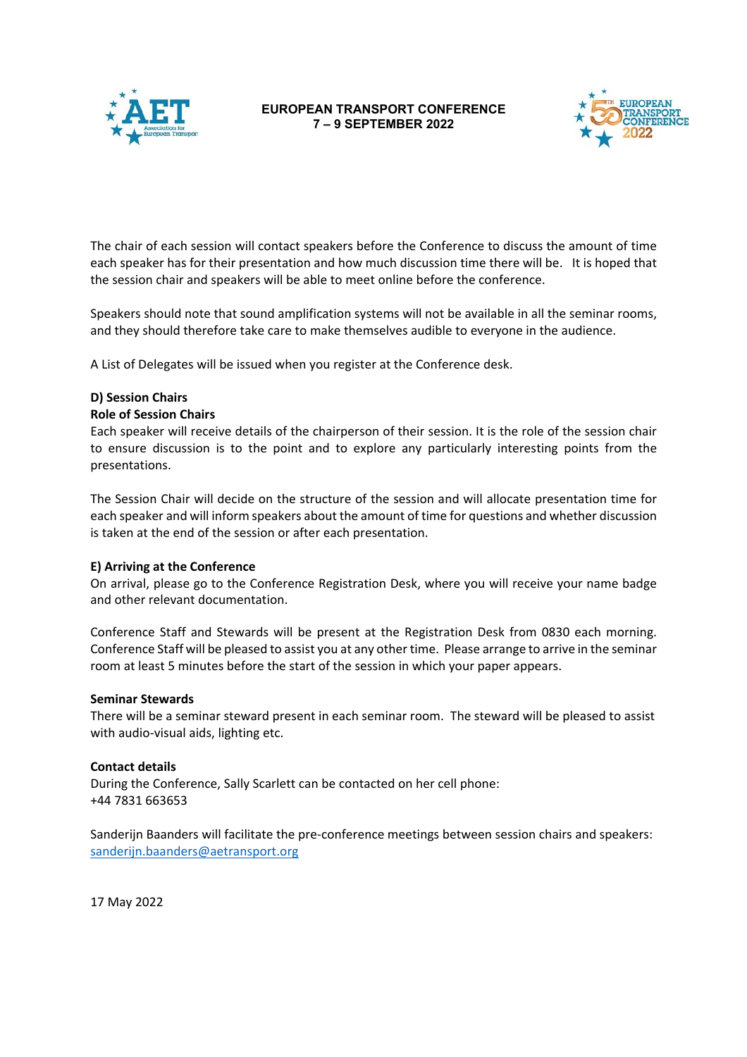The chair of each session will contact speakers before the Conference to discuss the amount of time each speaker has for their presentation and how much discussion time there will be. It is hoped that the session chair and speakers will be able to meet online before the conference.

Speakers should note that sound amplification systems will not be available in all the seminar rooms, and they should therefore take care to make themselves audible to everyone in the audience.

A List of Delegates will be issued when you register at the Conference desk.

**D) Session Chairs**

**Role of Session Chairs**

Each speaker will receive details of the chairperson of their session. It is the role of the session chair to ensure discussion is to the point and to explore any particularly interesting points from the presentations.

The Session Chair will decide on the structure of the session and will allocate presentation time for each speaker and will inform speakers about the amount of time for questions and whether discussion is taken at the end of the session or after each presentation.

**E) Arriving at the Conference**

On arrival, please go to the Conference Registration Desk, where you will receive your name badge and other relevant documentation.

Conference Staff and Stewards will be present at the Registration Desk from 0830 each morning. Conference Staff will be pleased to assist you at any other time. Please arrange to arrive in the seminar room at least 5 minutes before the start of the session in which your paper appears.

**Seminar Stewards**

There will be a seminar steward present in each seminar room. The steward will be pleased to assist with audio-visual aids, lighting etc.

**Contact details**

During the Conference, Sally Scarlett can be contacted on her cell phone:
+44 7831 663653

Sanderijn Baanders will facilitate the pre-conference meetings between session chairs and speakers: sanderijn.baanders@aetransport.org

17 May 2022